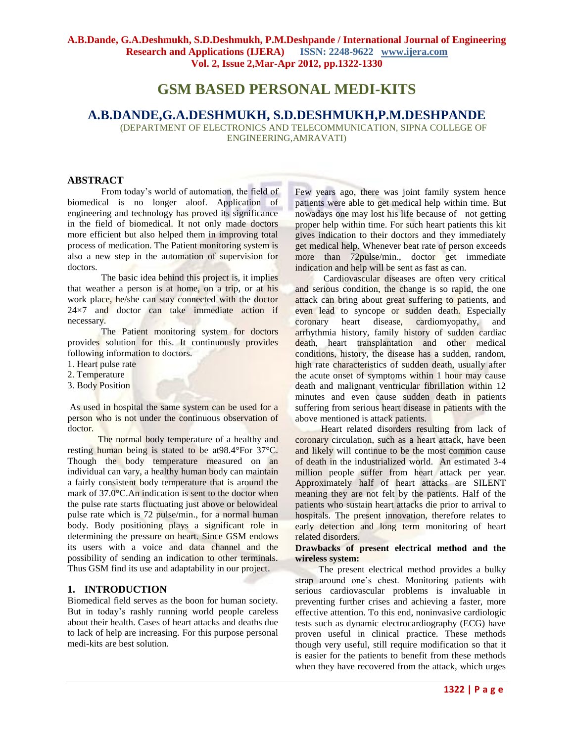# GSM BASED PERSONAL MEDI-KITS

## A.B.DANDE,G.A.DESHMUKH, S.D.DESHMUKH,P.M.DESHPANDE

(DEPARTMENT OF ELECTRONICS AND TELECOMMUNICATION, SIPNA COLLEGE OF ENGINEERING,AMRAVATI)

## ABSTRACT

From today's world of automation, the field of biomedical is no longer aloof. Application of engineering and technology has proved its significance in the field of biomedical. It not only made doctors more efficient but also helped them in improving total process of medication. The Patient monitoring system is also a new step in the automation of supervision for doctors.

The basic idea behind this project is, it implies that weather a person is at home, on a trip, or at his work place, he/she can stay connected with the doctor 24×7 and doctor can take immediate action if necessary.

The Patient monitoring system for doctors provides solution for this. It continuously provides following information to doctors.

1. Heart pulse rate
2. Temperature
3. Body Position

As used in hospital the same system can be used for a person who is not under the continuous observation of doctor.

The normal body temperature of a healthy and resting human being is stated to be at98.4°For 37°C. Though the body temperature measured on an individual can vary, a healthy human body can maintain a fairly consistent body temperature that is around the mark of 37.0°C.An indication is sent to the doctor when the pulse rate starts fluctuating just above or belowideal pulse rate which is 72 pulse/min., for a normal human body. Body positioning plays a significant role in determining the pressure on heart. Since GSM endows its users with a voice and data channel and the possibility of sending an indication to other terminals. Thus GSM find its use and adaptability in our project.

## 1. INTRODUCTION

Biomedical field serves as the boon for human society. But in today's rashly running world people careless about their health. Cases of heart attacks and deaths due to lack of help are increasing. For this purpose personal medi-kits are best solution.

Few years ago, there was joint family system hence patients were able to get medical help within time. But nowadays one may lost his life because of not getting proper help within time. For such heart patients this kit gives indication to their doctors and they immediately get medical help. Whenever beat rate of person exceeds more than 72pulse/min., doctor get immediate indication and help will be sent as fast as can.

Cardiovascular diseases are often very critical and serious condition, the change is so rapid, the one attack can bring about great suffering to patients, and even lead to syncope or sudden death. Especially coronary heart disease, cardiomyopathy, and arrhythmia history, family history of sudden cardiac death, heart transplantation and other medical conditions, history, the disease has a sudden, random, high rate characteristics of sudden death, usually after the acute onset of symptoms within 1 hour may cause death and malignant ventricular fibrillation within 12 minutes and even cause sudden death in patients suffering from serious heart disease in patients with the above mentioned is attack patients.

Heart related disorders resulting from lack of coronary circulation, such as a heart attack, have been and likely will continue to be the most common cause of death in the industrialized world. An estimated 3-4 million people suffer from heart attack per year. Approximately half of heart attacks are SILENT meaning they are not felt by the patients. Half of the patients who sustain heart attacks die prior to arrival to hospitals. The present innovation, therefore relates to early detection and long term monitoring of heart related disorders.

**Drawbacks of present electrical method and the wireless system:**

The present electrical method provides a bulky strap around one's chest. Monitoring patients with serious cardiovascular problems is invaluable in preventing further crises and achieving a faster, more effective attention. To this end, noninvasive cardiologic tests such as dynamic electrocardiography (ECG) have proven useful in clinical practice. These methods though very useful, still require modification so that it is easier for the patients to benefit from these methods when they have recovered from the attack, which urges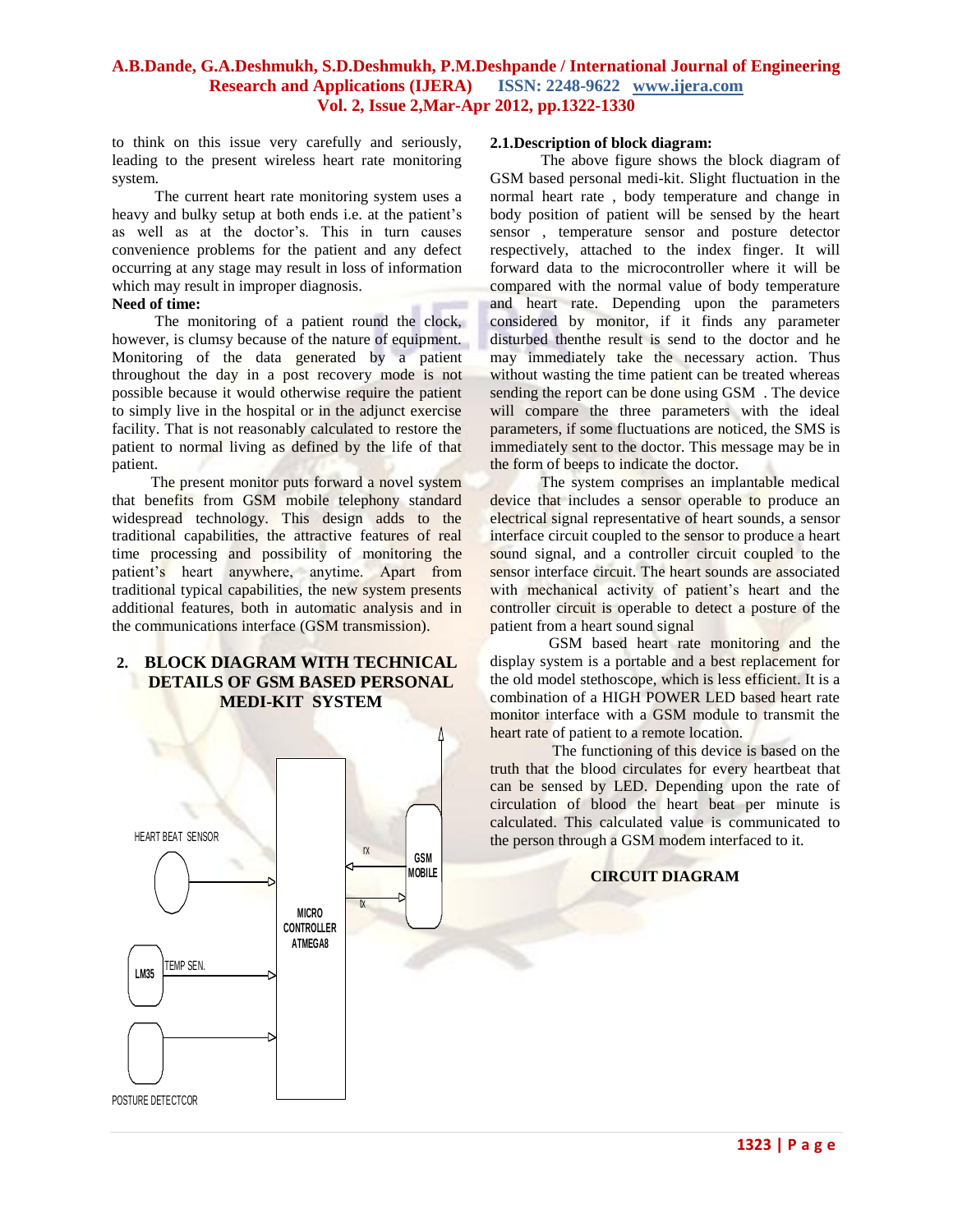to think on this issue very carefully and seriously, leading to the present wireless heart rate monitoring system.

The current heart rate monitoring system uses a heavy and bulky setup at both ends i.e. at the patient's as well as at the doctor's. This in turn causes convenience problems for the patient and any defect occurring at any stage may result in loss of information which may result in improper diagnosis.

**Need of time:**

The monitoring of a patient round the clock, however, is clumsy because of the nature of equipment. Monitoring of the data generated by a patient throughout the day in a post recovery mode is not possible because it would otherwise require the patient to simply live in the hospital or in the adjunct exercise facility. That is not reasonably calculated to restore the patient to normal living as defined by the life of that patient.

The present monitor puts forward a novel system that benefits from GSM mobile telephony standard widespread technology. This design adds to the traditional capabilities, the attractive features of real time processing and possibility of monitoring the patient's heart anywhere, anytime. Apart from traditional typical capabilities, the new system presents additional features, both in automatic analysis and in the communications interface (GSM transmission).

## 2. BLOCK DIAGRAM WITH TECHNICAL DETAILS OF GSM BASED PERSONAL MEDI-KIT SYSTEM

HEART BEAT SENSOR

LM35 TEMP SEN.

POSTURE DETECTCOR

MICRO CONTROLLER ATMEGA8

rx

tx

GSM MOBILE

### 2.1.Description of block diagram:

The above figure shows the block diagram of GSM based personal medi-kit. Slight fluctuation in the normal heart rate , body temperature and change in body position of patient will be sensed by the heart sensor , temperature sensor and posture detector respectively, attached to the index finger. It will forward data to the microcontroller where it will be compared with the normal value of body temperature and heart rate. Depending upon the parameters considered by monitor, if it finds any parameter disturbed thenthe result is send to the doctor and he may immediately take the necessary action. Thus without wasting the time patient can be treated whereas sending the report can be done using GSM . The device will compare the three parameters with the ideal parameters, if some fluctuations are noticed, the SMS is immediately sent to the doctor. This message may be in the form of beeps to indicate the doctor.

The system comprises an implantable medical device that includes a sensor operable to produce an electrical signal representative of heart sounds, a sensor interface circuit coupled to the sensor to produce a heart sound signal, and a controller circuit coupled to the sensor interface circuit. The heart sounds are associated with mechanical activity of patient's heart and the controller circuit is operable to detect a posture of the patient from a heart sound signal

GSM based heart rate monitoring and the display system is a portable and a best replacement for the old model stethoscope, which is less efficient. It is a combination of a HIGH POWER LED based heart rate monitor interface with a GSM module to transmit the heart rate of patient to a remote location.

The functioning of this device is based on the truth that the blood circulates for every heartbeat that can be sensed by LED. Depending upon the rate of circulation of blood the heart beat per minute is calculated. This calculated value is communicated to the person through a GSM modem interfaced to it.

**CIRCUIT DIAGRAM**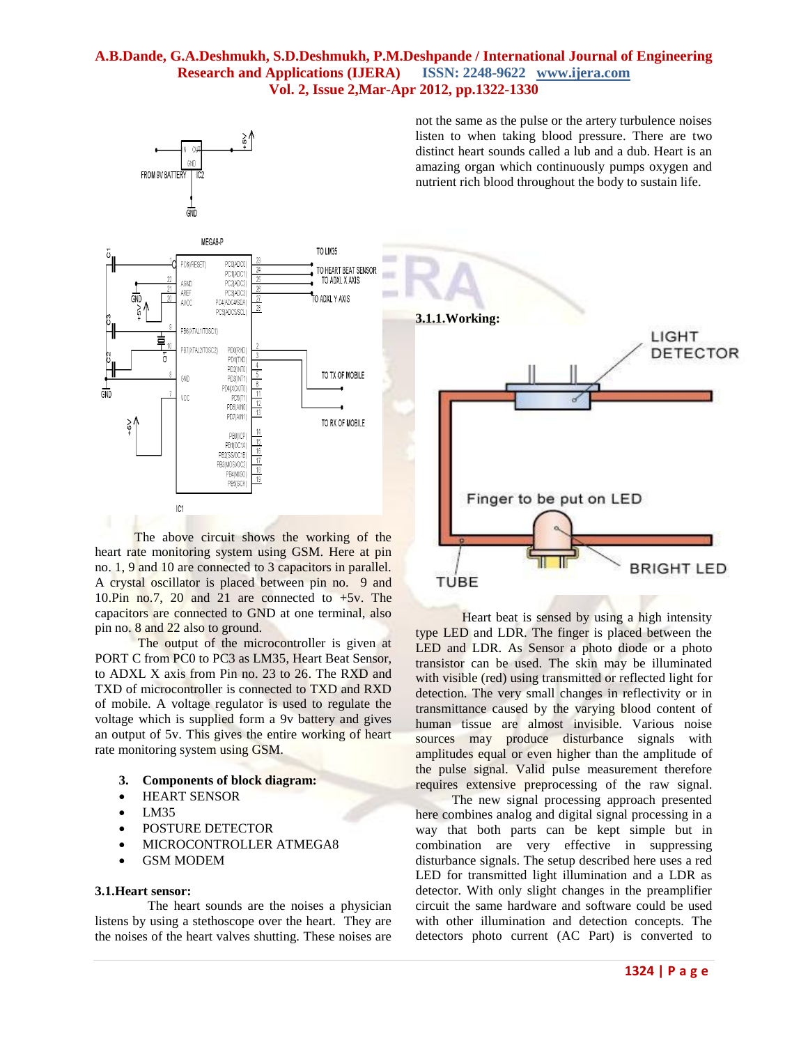The above circuit shows the working of the heart rate monitoring system using GSM. Here at pin no. 1, 9 and 10 are connected to 3 capacitors in parallel. A crystal oscillator is placed between pin no. 9 and 10.Pin no.7, 20 and 21 are connected to +5v. The capacitors are connected to GND at one terminal, also pin no. 8 and 22 also to ground.

The output of the microcontroller is given at PORT C from PC0 to PC3 as LM35, Heart Beat Sensor, to ADXL X axis from Pin no. 23 to 26. The RXD and TXD of microcontroller is connected to TXD and RXD of mobile. A voltage regulator is used to regulate the voltage which is supplied form a 9v battery and gives an output of 5v. This gives the entire working of heart rate monitoring system using GSM.

## 3. Components of block diagram:

- HEART SENSOR
- LM35
- POSTURE DETECTOR
- MICROCONTROLLER ATMEGA8
- GSM MODEM

### 3.1. Heart sensor:

The heart sounds are the noises a physician listens by using a stethoscope over the heart. They are the noises of the heart valves shutting. These noises are not the same as the pulse or the artery turbulence noises listen to when taking blood pressure. There are two distinct heart sounds called a lub and a dub. Heart is an amazing organ which continuously pumps oxygen and nutrient rich blood throughout the body to sustain life.

#### 3.1.1. Working:

Heart beat is sensed by using a high intensity type LED and LDR. The finger is placed between the LED and LDR. As Sensor a photo diode or a photo transistor can be used. The skin may be illuminated with visible (red) using transmitted or reflected light for detection. The very small changes in reflectivity or in transmittance caused by the varying blood content of human tissue are almost invisible. Various noise sources may produce disturbance signals with amplitudes equal or even higher than the amplitude of the pulse signal. Valid pulse measurement therefore requires extensive preprocessing of the raw signal.

The new signal processing approach presented here combines analog and digital signal processing in a way that both parts can be kept simple but in combination are very effective in suppressing disturbance signals. The setup described here uses a red LED for transmitted light illumination and a LDR as detector. With only slight changes in the preamplifier circuit the same hardware and software could be used with other illumination and detection concepts. The detectors photo current (AC Part) is converted to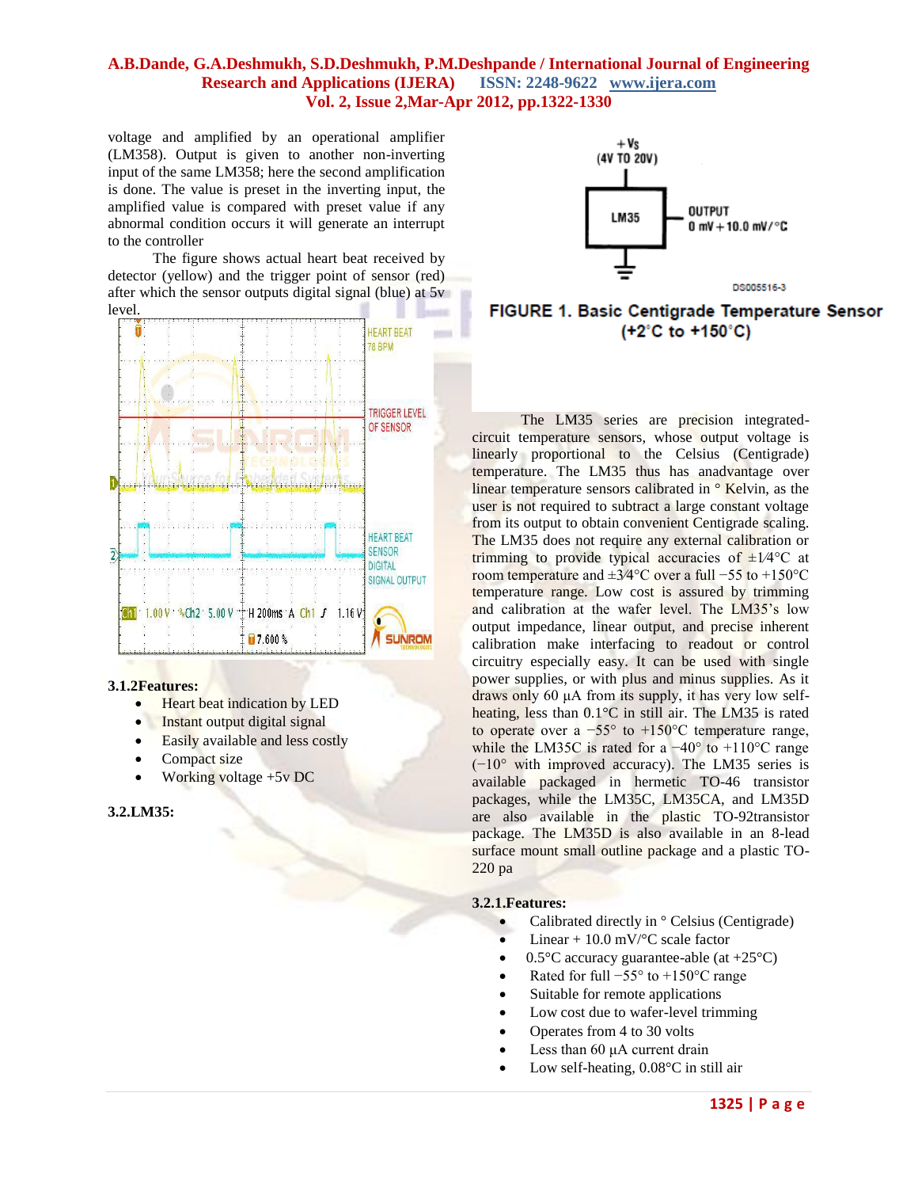voltage and amplified by an operational amplifier (LM358). Output is given to another non-inverting input of the same LM358; here the second amplification is done. The value is preset in the inverting input, the amplified value is compared with preset value if any abnormal condition occurs it will generate an interrupt to the controller

The figure shows actual heart beat received by detector (yellow) and the trigger point of sensor (red) after which the sensor outputs digital signal (blue) at 5v level.

### 3.1.2Features:

- Heart beat indication by LED
- Instant output digital signal
- Easily available and less costly
- Compact size
- Working voltage +5v DC

### 3.2.LM35:

FIGURE 1. Basic Centigrade Temperature Sensor (+2°C to +150°C)

The LM35 series are precision integrated-circuit temperature sensors, whose output voltage is linearly proportional to the Celsius (Centigrade) temperature. The LM35 thus has anadvantage over linear temperature sensors calibrated in ° Kelvin, as the user is not required to subtract a large constant voltage from its output to obtain convenient Centigrade scaling. The LM35 does not require any external calibration or trimming to provide typical accuracies of ±1⁄4°C at room temperature and ±3⁄4°C over a full −55 to +150°C temperature range. Low cost is assured by trimming and calibration at the wafer level. The LM35's low output impedance, linear output, and precise inherent calibration make interfacing to readout or control circuitry especially easy. It can be used with single power supplies, or with plus and minus supplies. As it draws only 60 µA from its supply, it has very low self-heating, less than 0.1°C in still air. The LM35 is rated to operate over a −55° to +150°C temperature range, while the LM35C is rated for a −40° to +110°C range (−10° with improved accuracy). The LM35 series is available packaged in hermetic TO-46 transistor packages, while the LM35C, LM35CA, and LM35D are also available in the plastic TO-92transistor package. The LM35D is also available in an 8-lead surface mount small outline package and a plastic TO-220 pa

### 3.2.1.Features:

- Calibrated directly in ° Celsius (Centigrade)
- Linear + 10.0 mV/°C scale factor
- 0.5°C accuracy guarantee-able (at +25°C)
- Rated for full −55° to +150°C range
- Suitable for remote applications
- Low cost due to wafer-level trimming
- Operates from 4 to 30 volts
- Less than 60 µA current drain
- Low self-heating, 0.08°C in still air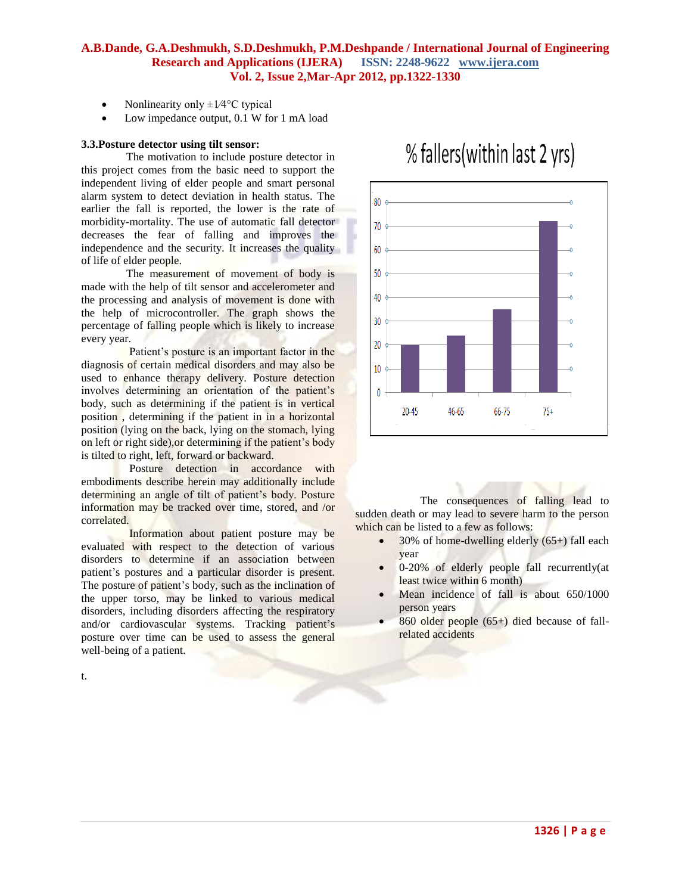- Nonlinearity only ±1⁄4°C typical
- Low impedance output, 0.1 W for 1 mA load

### 3.3.Posture detector using tilt sensor:

The motivation to include posture detector in this project comes from the basic need to support the independent living of elder people and smart personal alarm system to detect deviation in health status. The earlier the fall is reported, the lower is the rate of morbidity-mortality. The use of automatic fall detector decreases the fear of falling and improves the independence and the security. It increases the quality of life of elder people.

The measurement of movement of body is made with the help of tilt sensor and accelerometer and the processing and analysis of movement is done with the help of microcontroller. The graph shows the percentage of falling people which is likely to increase every year.

Patient's posture is an important factor in the diagnosis of certain medical disorders and may also be used to enhance therapy delivery. Posture detection involves determining an orientation of the patient's body, such as determining if the patient is in vertical position , determining if the patient in in a horizontal position (lying on the back, lying on the stomach, lying on left or right side),or determining if the patient's body is tilted to right, left, forward or backward.

Posture detection in accordance with embodiments describe herein may additionally include determining an angle of tilt of patient's body. Posture information may be tracked over time, stored, and /or correlated.

Information about patient posture may be evaluated with respect to the detection of various disorders to determine if an association between patient's postures and a particular disorder is present. The posture of patient's body, such as the inclination of the upper torso, may be linked to various medical disorders, including disorders affecting the respiratory and/or cardiovascular systems. Tracking patient's posture over time can be used to assess the general well-being of a patient.

t.

% fallers(within last 2 yrs)

| Age group | % fallers |
|---|---|
| 20-45 | 20 |
| 46-65 | 24 |
| 66-75 | 35 |
| 75+ | 72 |

The consequences of falling lead to sudden death or may lead to severe harm to the person which can be listed to a few as follows:

- 30% of home-dwelling elderly (65+) fall each year
- 0-20% of elderly people fall recurrently(at least twice within 6 month)
- Mean incidence of fall is about 650/1000 person years
- 860 older people (65+) died because of fall-related accidents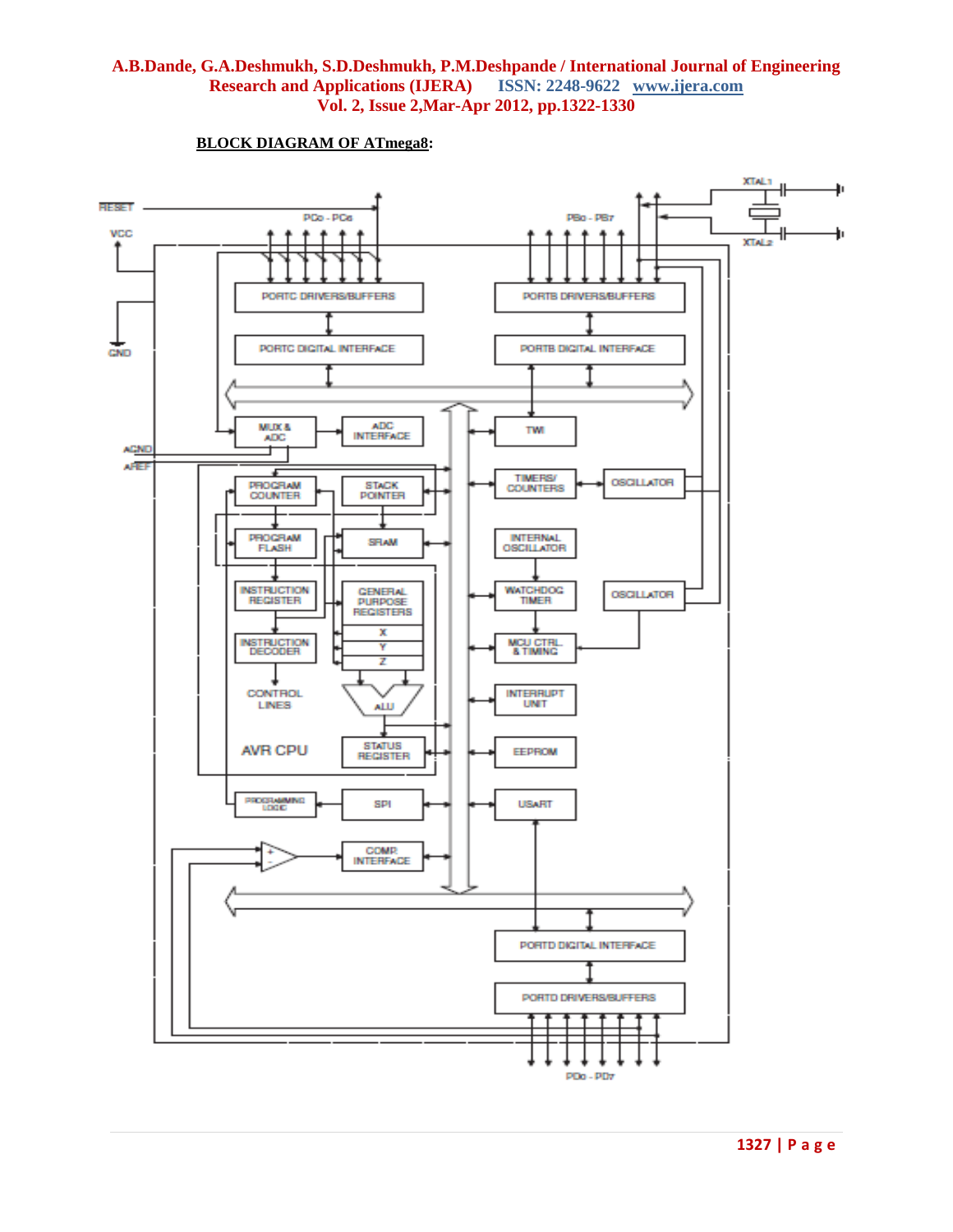**BLOCK DIAGRAM OF ATmega8:**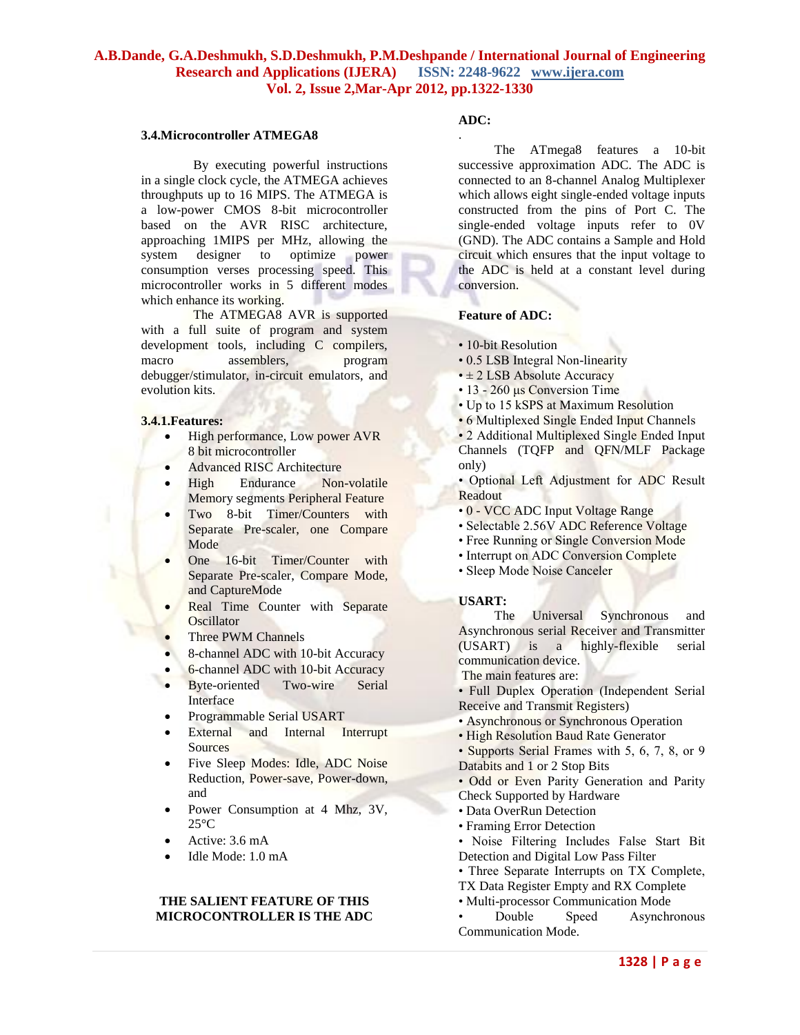### 3.4.Microcontroller ATMEGA8

By executing powerful instructions in a single clock cycle, the ATMEGA achieves throughputs up to 16 MIPS. The ATMEGA is a low-power CMOS 8-bit microcontroller based on the AVR RISC architecture, approaching 1MIPS per MHz, allowing the system designer to optimize power consumption verses processing speed. This microcontroller works in 5 different modes which enhance its working.

The ATMEGA8 AVR is supported with a full suite of program and system development tools, including C compilers, macro assemblers, program debugger/stimulator, in-circuit emulators, and evolution kits.

#### 3.4.1.Features:

- High performance, Low power AVR 8 bit microcontroller
- Advanced RISC Architecture
- High Endurance Non-volatile Memory segments Peripheral Feature
- Two 8-bit Timer/Counters with Separate Pre-scaler, one Compare Mode
- One 16-bit Timer/Counter with Separate Pre-scaler, Compare Mode, and CaptureMode
- Real Time Counter with Separate Oscillator
- Three PWM Channels
- 8-channel ADC with 10-bit Accuracy
- 6-channel ADC with 10-bit Accuracy
- Byte-oriented Two-wire Serial Interface
- Programmable Serial USART
- External and Internal Interrupt Sources
- Five Sleep Modes: Idle, ADC Noise Reduction, Power-save, Power-down, and
- Power Consumption at 4 Mhz, 3V, 25°C
- Active: 3.6 mA
- Idle Mode: 1.0 mA

**THE SALIENT FEATURE OF THIS MICROCONTROLLER IS THE ADC**

**ADC:**

.

The ATmega8 features a 10-bit successive approximation ADC. The ADC is connected to an 8-channel Analog Multiplexer which allows eight single-ended voltage inputs constructed from the pins of Port C. The single-ended voltage inputs refer to 0V (GND). The ADC contains a Sample and Hold circuit which ensures that the input voltage to the ADC is held at a constant level during conversion.

**Feature of ADC:**

• 10-bit Resolution
• 0.5 LSB Integral Non-linearity
• ± 2 LSB Absolute Accuracy
• 13 - 260 µs Conversion Time
• Up to 15 kSPS at Maximum Resolution
• 6 Multiplexed Single Ended Input Channels
• 2 Additional Multiplexed Single Ended Input Channels (TQFP and QFN/MLF Package only)
• Optional Left Adjustment for ADC Result Readout
• 0 - VCC ADC Input Voltage Range
• Selectable 2.56V ADC Reference Voltage
• Free Running or Single Conversion Mode
• Interrupt on ADC Conversion Complete
• Sleep Mode Noise Canceler

**USART:**

The Universal Synchronous and Asynchronous serial Receiver and Transmitter (USART) is a highly-flexible serial communication device.

The main features are:

• Full Duplex Operation (Independent Serial Receive and Transmit Registers)
• Asynchronous or Synchronous Operation
• High Resolution Baud Rate Generator
• Supports Serial Frames with 5, 6, 7, 8, or 9 Databits and 1 or 2 Stop Bits
• Odd or Even Parity Generation and Parity Check Supported by Hardware
• Data OverRun Detection
• Framing Error Detection
• Noise Filtering Includes False Start Bit Detection and Digital Low Pass Filter
• Three Separate Interrupts on TX Complete, TX Data Register Empty and RX Complete
• Multi-processor Communication Mode
• Double Speed Asynchronous Communication Mode.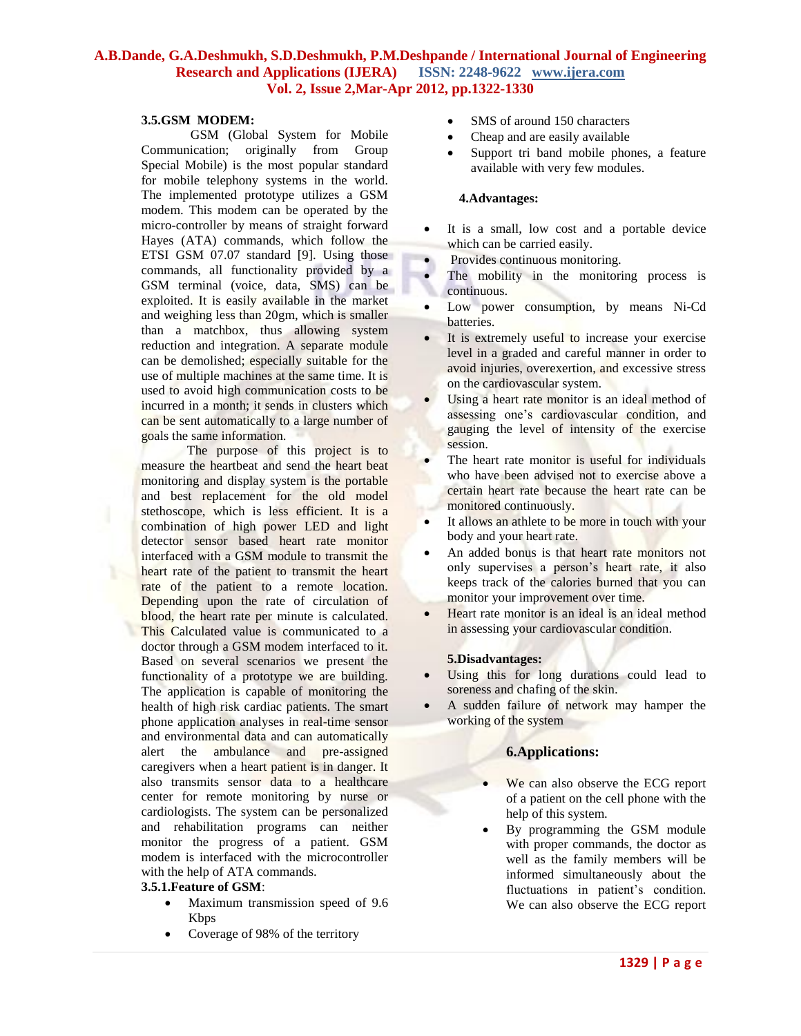### 3.5.GSM MODEM:

GSM (Global System for Mobile Communication; originally from Group Special Mobile) is the most popular standard for mobile telephony systems in the world. The implemented prototype utilizes a GSM modem. This modem can be operated by the micro-controller by means of straight forward Hayes (ATA) commands, which follow the ETSI GSM 07.07 standard [9]. Using those commands, all functionality provided by a GSM terminal (voice, data, SMS) can be exploited. It is easily available in the market and weighing less than 20gm, which is smaller than a matchbox, thus allowing system reduction and integration. A separate module can be demolished; especially suitable for the use of multiple machines at the same time. It is used to avoid high communication costs to be incurred in a month; it sends in clusters which can be sent automatically to a large number of goals the same information.

The purpose of this project is to measure the heartbeat and send the heart beat monitoring and display system is the portable and best replacement for the old model stethoscope, which is less efficient. It is a combination of high power LED and light detector sensor based heart rate monitor interfaced with a GSM module to transmit the heart rate of the patient to transmit the heart rate of the patient to a remote location. Depending upon the rate of circulation of blood, the heart rate per minute is calculated. This Calculated value is communicated to a doctor through a GSM modem interfaced to it. Based on several scenarios we present the functionality of a prototype we are building. The application is capable of monitoring the health of high risk cardiac patients. The smart phone application analyses in real-time sensor and environmental data and can automatically alert the ambulance and pre-assigned caregivers when a heart patient is in danger. It also transmits sensor data to a healthcare center for remote monitoring by nurse or cardiologists. The system can be personalized and rehabilitation programs can neither monitor the progress of a patient. GSM modem is interfaced with the microcontroller with the help of ATA commands.

#### 3.5.1.Feature of GSM:

- Maximum transmission speed of 9.6 Kbps
- Coverage of 98% of the territory
- SMS of around 150 characters
- Cheap and are easily available
- Support tri band mobile phones, a feature available with very few modules.

## 4.Advantages:

- It is a small, low cost and a portable device which can be carried easily.
- Provides continuous monitoring.
- The mobility in the monitoring process is continuous.
- Low power consumption, by means Ni-Cd batteries.
- It is extremely useful to increase your exercise level in a graded and careful manner in order to avoid injuries, overexertion, and excessive stress on the cardiovascular system.
- Using a heart rate monitor is an ideal method of assessing one's cardiovascular condition, and gauging the level of intensity of the exercise session.
- The heart rate monitor is useful for individuals who have been advised not to exercise above a certain heart rate because the heart rate can be monitored continuously.
- It allows an athlete to be more in touch with your body and your heart rate.
- An added bonus is that heart rate monitors not only supervises a person's heart rate, it also keeps track of the calories burned that you can monitor your improvement over time.
- Heart rate monitor is an ideal is an ideal method in assessing your cardiovascular condition.

## 5.Disadvantages:

- Using this for long durations could lead to soreness and chafing of the skin.
- A sudden failure of network may hamper the working of the system

## 6.Applications:

- We can also observe the ECG report of a patient on the cell phone with the help of this system.
- By programming the GSM module with proper commands, the doctor as well as the family members will be informed simultaneously about the fluctuations in patient's condition. We can also observe the ECG report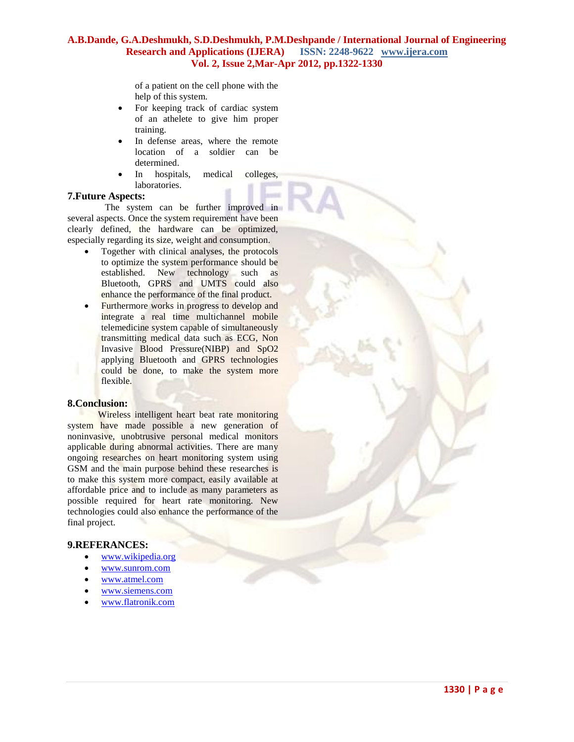of a patient on the cell phone with the help of this system.

- For keeping track of cardiac system of an athelete to give him proper training.
- In defense areas, where the remote location of a soldier can be determined.
- In hospitals, medical colleges, laboratories.

## 7.Future Aspects:

The system can be further improved in several aspects. Once the system requirement have been clearly defined, the hardware can be optimized, especially regarding its size, weight and consumption.

- Together with clinical analyses, the protocols to optimize the system performance should be established. New technology such as Bluetooth, GPRS and UMTS could also enhance the performance of the final product.
- Furthermore works in progress to develop and integrate a real time multichannel mobile telemedicine system capable of simultaneously transmitting medical data such as ECG, Non Invasive Blood Pressure(NIBP) and SpO2 applying Bluetooth and GPRS technologies could be done, to make the system more flexible.

## 8.Conclusion:

Wireless intelligent heart beat rate monitoring system have made possible a new generation of noninvasive, unobtrusive personal medical monitors applicable during abnormal activities. There are many ongoing researches on heart monitoring system using GSM and the main purpose behind these researches is to make this system more compact, easily available at affordable price and to include as many parameters as possible required for heart rate monitoring. New technologies could also enhance the performance of the final project.

## 9.REFERANCES:

- www.wikipedia.org
- www.sunrom.com
- www.atmel.com
- www.siemens.com
- www.flatronik.com